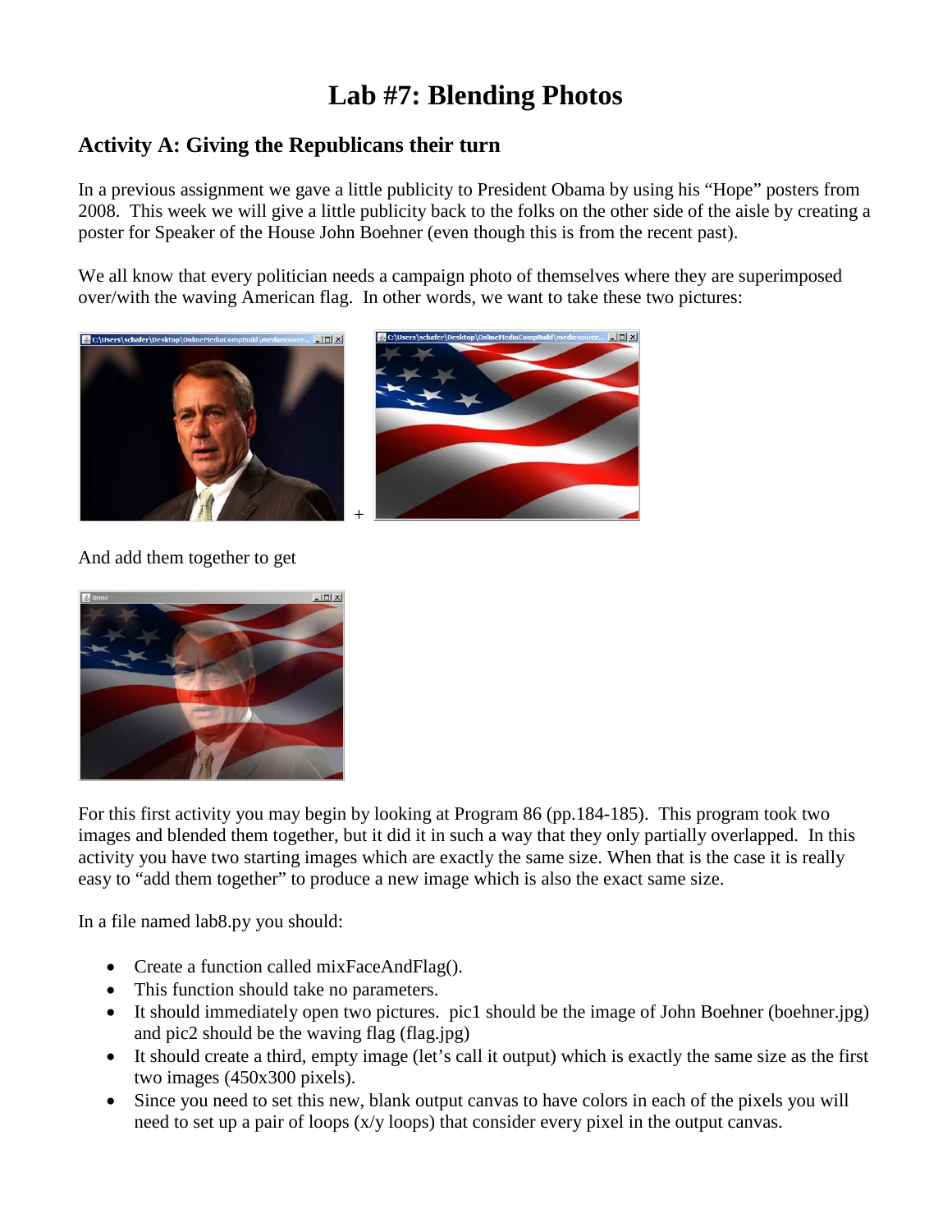# Lab #7: Blending Photos

## Activity A: Giving the Republicans their turn

In a previous assignment we gave a little publicity to President Obama by using his "Hope" posters from 2008. This week we will give a little publicity back to the folks on the other side of the aisle by creating a poster for Speaker of the House John Boehner (even though this is from the recent past).

We all know that every politician needs a campaign photo of themselves where they are superimposed over/with the waving American flag. In other words, we want to take these two pictures:

+

And add them together to get

For this first activity you may begin by looking at Program 86 (pp.184-185). This program took two images and blended them together, but it did it in such a way that they only partially overlapped. In this activity you have two starting images which are exactly the same size. When that is the case it is really easy to "add them together" to produce a new image which is also the exact same size.

In a file named lab8.py you should:

- Create a function called mixFaceAndFlag().
- This function should take no parameters.
- It should immediately open two pictures. pic1 should be the image of John Boehner (boehner.jpg) and pic2 should be the waving flag (flag.jpg)
- It should create a third, empty image (let's call it output) which is exactly the same size as the first two images (450x300 pixels).
- Since you need to set this new, blank output canvas to have colors in each of the pixels you will need to set up a pair of loops (x/y loops) that consider every pixel in the output canvas.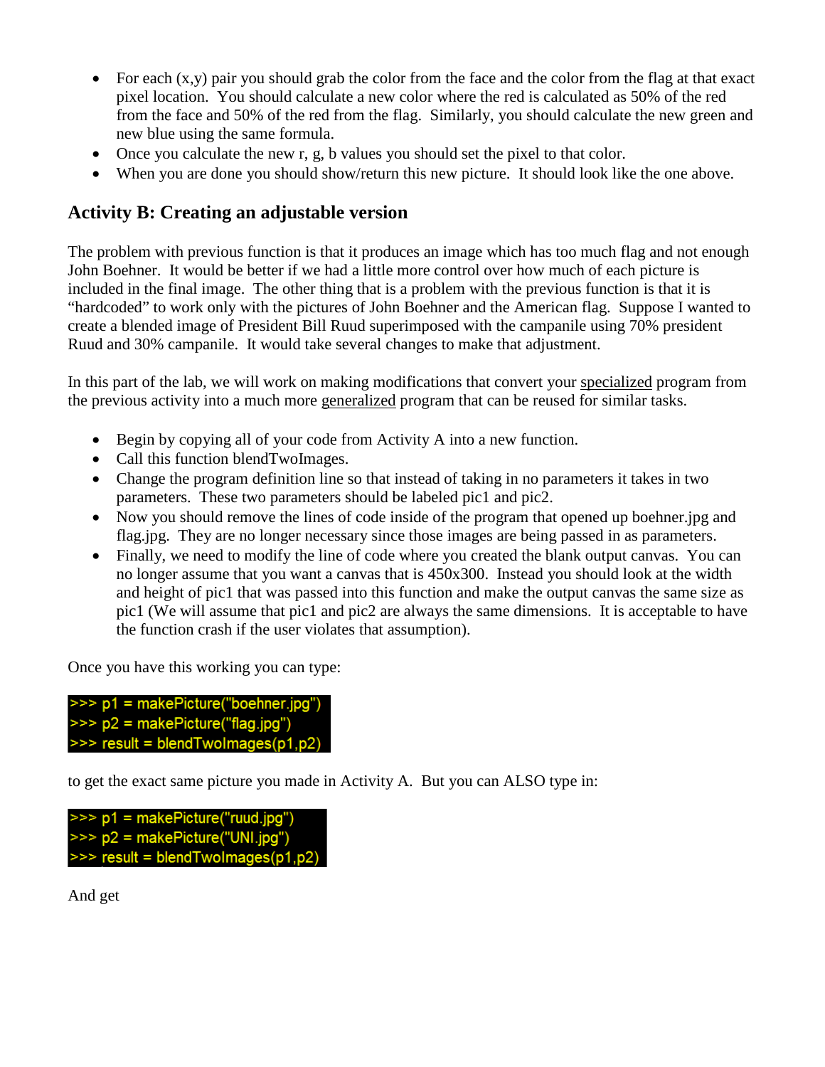- For each (x,y) pair you should grab the color from the face and the color from the flag at that exact pixel location. You should calculate a new color where the red is calculated as 50% of the red from the face and 50% of the red from the flag. Similarly, you should calculate the new green and new blue using the same formula.
- Once you calculate the new r, g, b values you should set the pixel to that color.
- When you are done you should show/return this new picture. It should look like the one above.

## Activity B: Creating an adjustable version

The problem with previous function is that it produces an image which has too much flag and not enough John Boehner. It would be better if we had a little more control over how much of each picture is included in the final image. The other thing that is a problem with the previous function is that it is "hardcoded" to work only with the pictures of John Boehner and the American flag. Suppose I wanted to create a blended image of President Bill Ruud superimposed with the campanile using 70% president Ruud and 30% campanile. It would take several changes to make that adjustment.

In this part of the lab, we will work on making modifications that convert your specialized program from the previous activity into a much more generalized program that can be reused for similar tasks.

- Begin by copying all of your code from Activity A into a new function.
- Call this function blendTwoImages.
- Change the program definition line so that instead of taking in no parameters it takes in two parameters. These two parameters should be labeled pic1 and pic2.
- Now you should remove the lines of code inside of the program that opened up boehner.jpg and flag.jpg. They are no longer necessary since those images are being passed in as parameters.
- Finally, we need to modify the line of code where you created the blank output canvas. You can no longer assume that you want a canvas that is 450x300. Instead you should look at the width and height of pic1 that was passed into this function and make the output canvas the same size as pic1 (We will assume that pic1 and pic2 are always the same dimensions. It is acceptable to have the function crash if the user violates that assumption).

Once you have this working you can type:

```
>>> p1 = makePicture("boehner.jpg")
>>> p2 = makePicture("flag.jpg")
>>> result = blendTwoImages(p1,p2)
```

to get the exact same picture you made in Activity A. But you can ALSO type in:

```
>>> p1 = makePicture("ruud.jpg")
>>> p2 = makePicture("UNI.jpg")
>>> result = blendTwoImages(p1,p2)
```

And get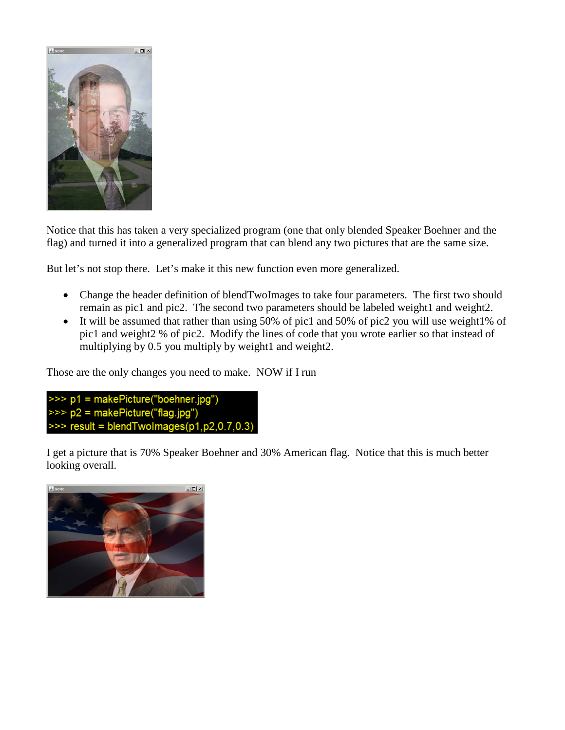Notice that this has taken a very specialized program (one that only blended Speaker Boehner and the flag) and turned it into a generalized program that can blend any two pictures that are the same size.

But let's not stop there. Let's make it this new function even more generalized.

- Change the header definition of blendTwoImages to take four parameters. The first two should remain as pic1 and pic2. The second two parameters should be labeled weight1 and weight2.
- It will be assumed that rather than using 50% of pic1 and 50% of pic2 you will use weight1% of pic1 and weight2 % of pic2. Modify the lines of code that you wrote earlier so that instead of multiplying by 0.5 you multiply by weight1 and weight2.

Those are the only changes you need to make. NOW if I run

```
>>> p1 = makePicture("boehner.jpg")
>>> p2 = makePicture("flag.jpg")
>>> result = blendTwoImages(p1,p2,0.7,0.3)
```

I get a picture that is 70% Speaker Boehner and 30% American flag. Notice that this is much better looking overall.